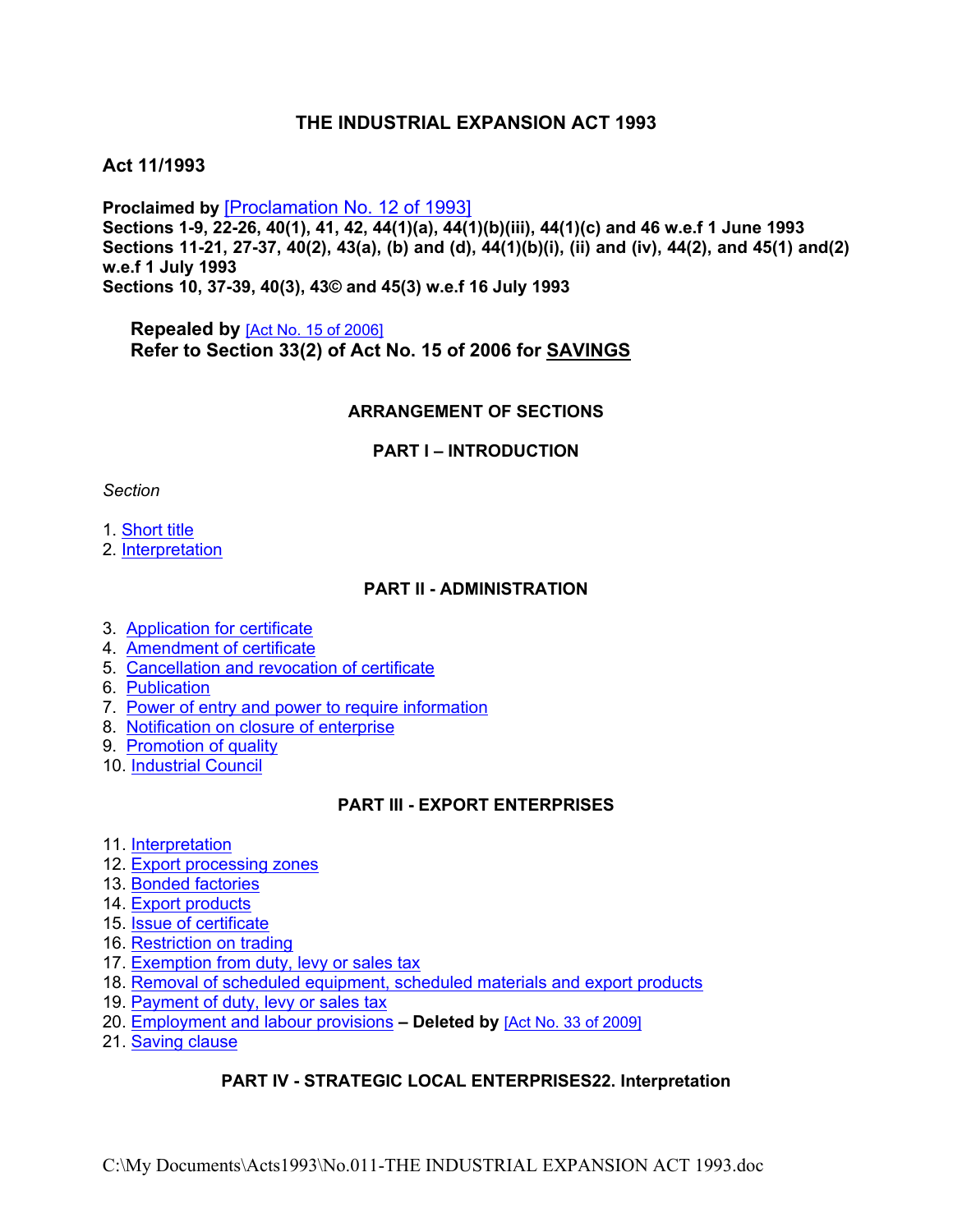# THE INDUSTRIAL EXPANSION ACT 1993

## Act 11/1993

**Proclaimed by** [Proclamation No. 12 of 1993]
**Sections 1-9, 22-26, 40(1), 41, 42, 44(1)(a), 44(1)(b)(iii), 44(1)(c) and 46 w.e.f 1 June 1993**
**Sections 11-21, 27-37, 40(2), 43(a), (b) and (d), 44(1)(b)(i), (ii) and (iv), 44(2), and 45(1) and(2) w.e.f 1 July 1993**
**Sections 10, 37-39, 40(3), 43© and 45(3) w.e.f 16 July 1993**

**Repealed by** [Act No. 15 of 2006]
**Refer to Section 33(2) of Act No. 15 of 2006 for SAVINGS**

### ARRANGEMENT OF SECTIONS

### PART I – INTRODUCTION

*Section*

1. Short title
2. Interpretation

### PART II - ADMINISTRATION

3. Application for certificate
4. Amendment of certificate
5. Cancellation and revocation of certificate
6. Publication
7. Power of entry and power to require information
8. Notification on closure of enterprise
9. Promotion of quality
10. Industrial Council

### PART III - EXPORT ENTERPRISES

11. Interpretation
12. Export processing zones
13. Bonded factories
14. Export products
15. Issue of certificate
16. Restriction on trading
17. Exemption from duty, levy or sales tax
18. Removal of scheduled equipment, scheduled materials and export products
19. Payment of duty, levy or sales tax
20. Employment and labour provisions **– Deleted by** [Act No. 33 of 2009]
21. Saving clause

### PART IV - STRATEGIC LOCAL ENTERPRISES22. Interpretation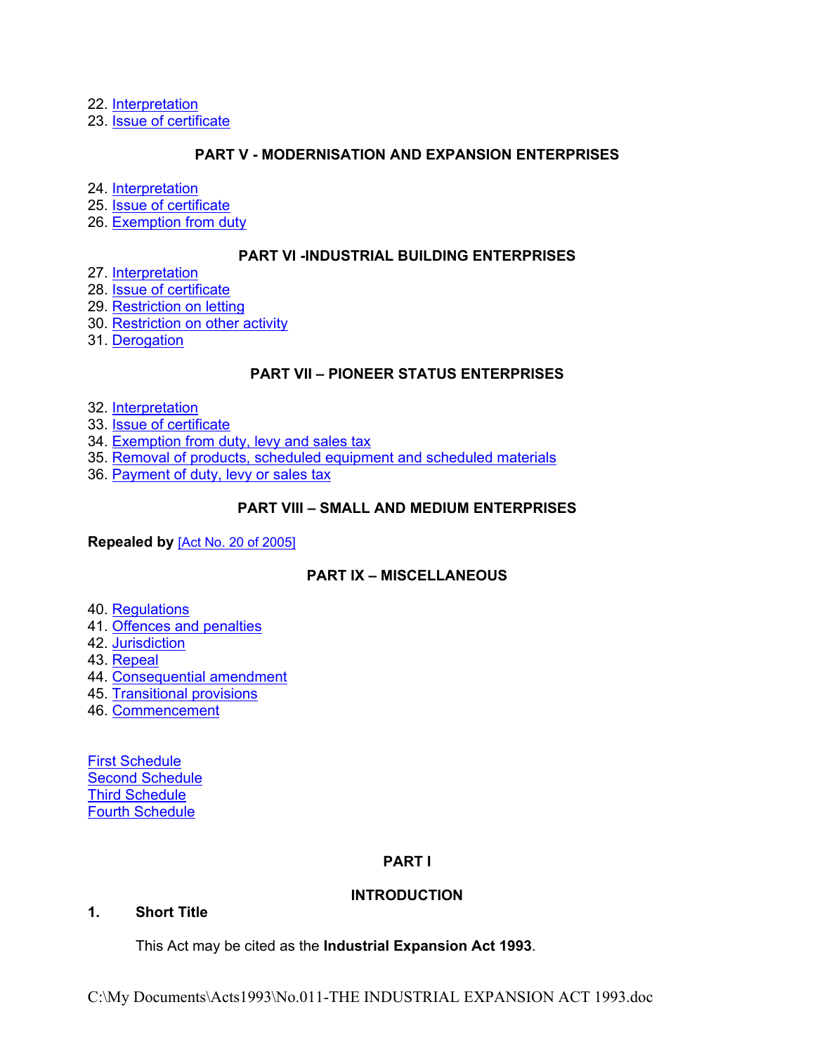22. Interpretation
23. Issue of certificate

**PART V - MODERNISATION AND EXPANSION ENTERPRISES**

24. Interpretation
25. Issue of certificate
26. Exemption from duty

**PART VI -INDUSTRIAL BUILDING ENTERPRISES**

27. Interpretation
28. Issue of certificate
29. Restriction on letting
30. Restriction on other activity
31. Derogation

**PART VII – PIONEER STATUS ENTERPRISES**

32. Interpretation
33. Issue of certificate
34. Exemption from duty, levy and sales tax
35. Removal of products, scheduled equipment and scheduled materials
36. Payment of duty, levy or sales tax

**PART VIII – SMALL AND MEDIUM ENTERPRISES**

**Repealed by** [Act No. 20 of 2005]

**PART IX – MISCELLANEOUS**

40. Regulations
41. Offences and penalties
42. Jurisdiction
43. Repeal
44. Consequential amendment
45. Transitional provisions
46. Commencement

First Schedule
Second Schedule
Third Schedule
Fourth Schedule

## PART I

## INTRODUCTION

**1. Short Title**

This Act may be cited as the **Industrial Expansion Act 1993**.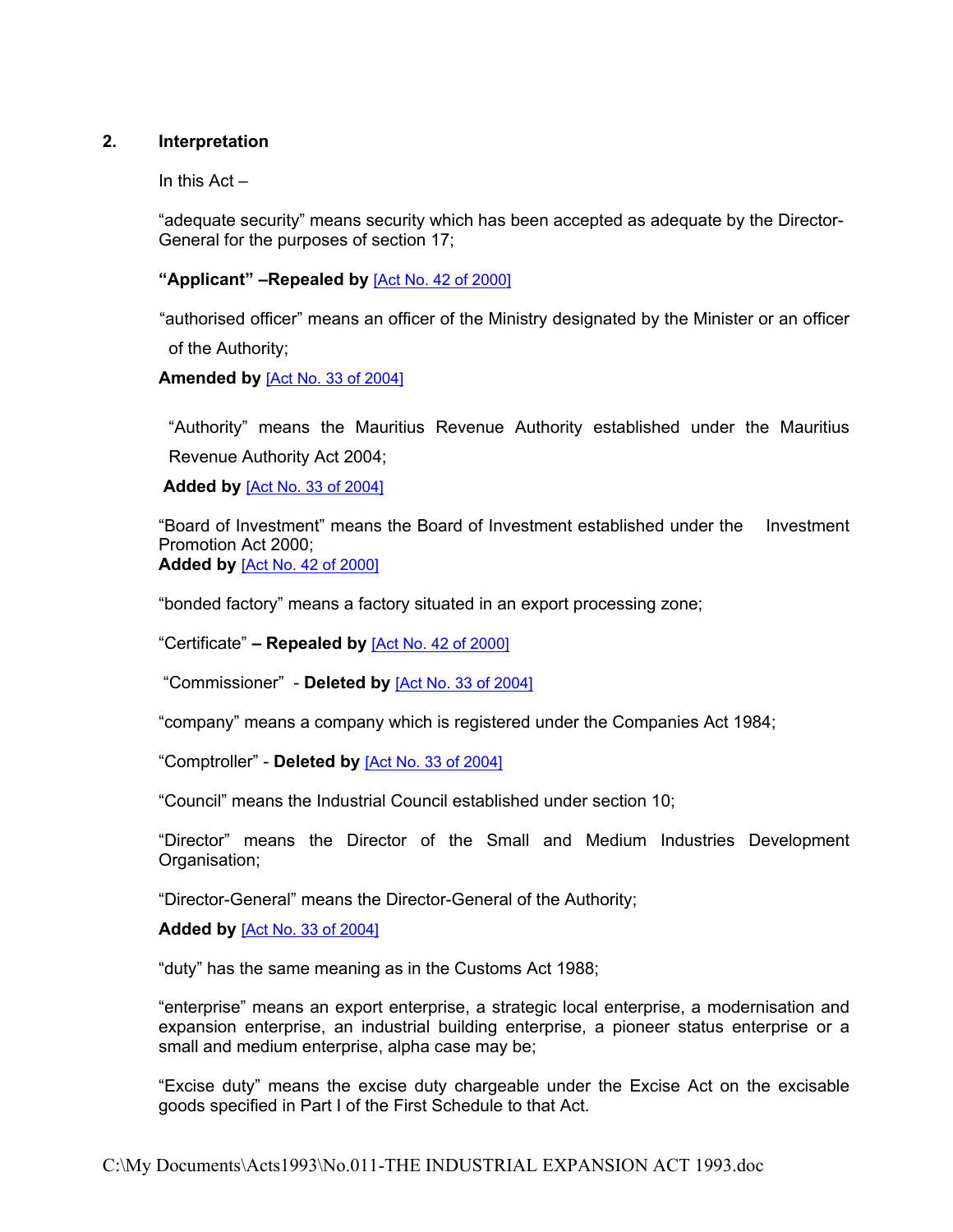## 2. Interpretation

In this Act –

"adequate security" means security which has been accepted as adequate by the Director-General for the purposes of section 17;

**"Applicant" –Repealed by** [Act No. 42 of 2000]

"authorised officer" means an officer of the Ministry designated by the Minister or an officer of the Authority;

**Amended by** [Act No. 33 of 2004]

"Authority" means the Mauritius Revenue Authority established under the Mauritius Revenue Authority Act 2004;

**Added by** [Act No. 33 of 2004]

"Board of Investment" means the Board of Investment established under the Investment Promotion Act 2000;
**Added by** [Act No. 42 of 2000]

"bonded factory" means a factory situated in an export processing zone;

"Certificate" **– Repealed by** [Act No. 42 of 2000]

"Commissioner" - **Deleted by** [Act No. 33 of 2004]

"company" means a company which is registered under the Companies Act 1984;

"Comptroller" - **Deleted by** [Act No. 33 of 2004]

"Council" means the Industrial Council established under section 10;

"Director" means the Director of the Small and Medium Industries Development Organisation;

"Director-General" means the Director-General of the Authority;

**Added by** [Act No. 33 of 2004]

"duty" has the same meaning as in the Customs Act 1988;

"enterprise" means an export enterprise, a strategic local enterprise, a modernisation and expansion enterprise, an industrial building enterprise, a pioneer status enterprise or a small and medium enterprise, alpha case may be;

"Excise duty" means the excise duty chargeable under the Excise Act on the excisable goods specified in Part I of the First Schedule to that Act.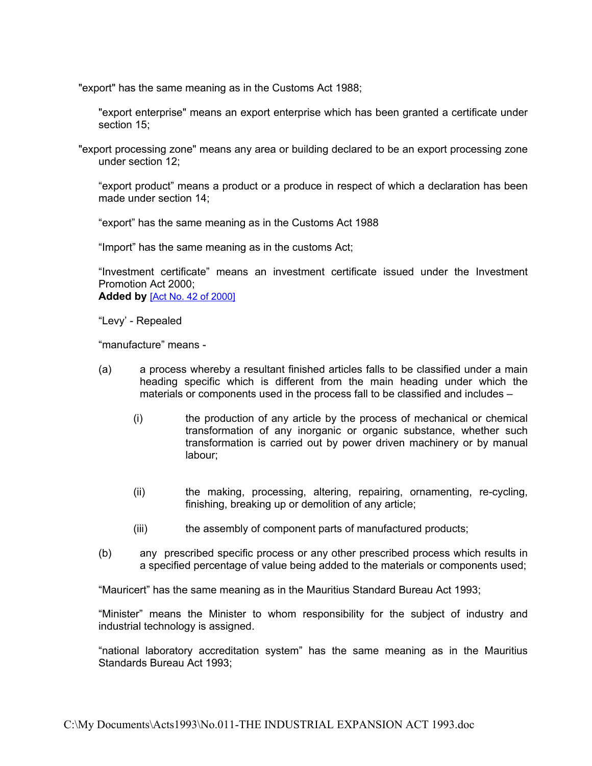"export" has the same meaning as in the Customs Act 1988;

"export enterprise" means an export enterprise which has been granted a certificate under section 15;

"export processing zone" means any area or building declared to be an export processing zone under section 12;

"export product" means a product or a produce in respect of which a declaration has been made under section 14;

"export" has the same meaning as in the Customs Act 1988

"Import" has the same meaning as in the customs Act;

"Investment certificate" means an investment certificate issued under the Investment Promotion Act 2000;
**Added by** [Act No. 42 of 2000]

"Levy' - Repealed

"manufacture" means -

(a) a process whereby a resultant finished articles falls to be classified under a main heading specific which is different from the main heading under which the materials or components used in the process fall to be classified and includes –

  (i) the production of any article by the process of mechanical or chemical transformation of any inorganic or organic substance, whether such transformation is carried out by power driven machinery or by manual labour;

  (ii) the making, processing, altering, repairing, ornamenting, re-cycling, finishing, breaking up or demolition of any article;

  (iii) the assembly of component parts of manufactured products;

(b) any prescribed specific process or any other prescribed process which results in a specified percentage of value being added to the materials or components used;

"Mauricert" has the same meaning as in the Mauritius Standard Bureau Act 1993;

"Minister" means the Minister to whom responsibility for the subject of industry and industrial technology is assigned.

"national laboratory accreditation system" has the same meaning as in the Mauritius Standards Bureau Act 1993;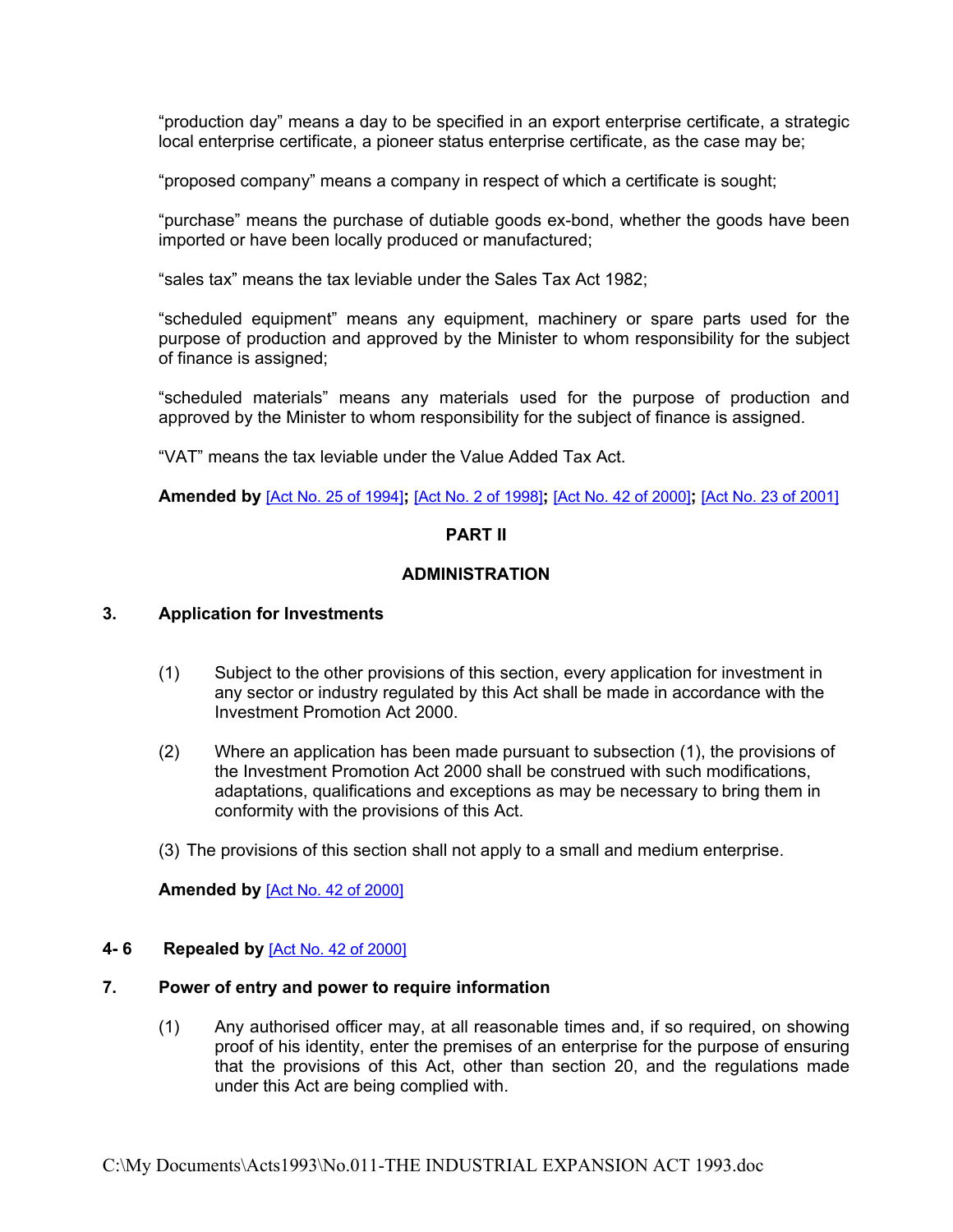"production day" means a day to be specified in an export enterprise certificate, a strategic local enterprise certificate, a pioneer status enterprise certificate, as the case may be;

"proposed company" means a company in respect of which a certificate is sought;

"purchase" means the purchase of dutiable goods ex-bond, whether the goods have been imported or have been locally produced or manufactured;

"sales tax" means the tax leviable under the Sales Tax Act 1982;

"scheduled equipment" means any equipment, machinery or spare parts used for the purpose of production and approved by the Minister to whom responsibility for the subject of finance is assigned;

"scheduled materials" means any materials used for the purpose of production and approved by the Minister to whom responsibility for the subject of finance is assigned.

"VAT" means the tax leviable under the Value Added Tax Act.

**Amended by** [Act No. 25 of 1994]**;** [Act No. 2 of 1998]**;** [Act No. 42 of 2000]**;** [Act No. 23 of 2001]

## PART II

## ADMINISTRATION

### 3. Application for Investments

(1) Subject to the other provisions of this section, every application for investment in any sector or industry regulated by this Act shall be made in accordance with the Investment Promotion Act 2000.

(2) Where an application has been made pursuant to subsection (1), the provisions of the Investment Promotion Act 2000 shall be construed with such modifications, adaptations, qualifications and exceptions as may be necessary to bring them in conformity with the provisions of this Act.

(3) The provisions of this section shall not apply to a small and medium enterprise.

**Amended by** [Act No. 42 of 2000]

### 4- 6 Repealed by [Act No. 42 of 2000]

### 7. Power of entry and power to require information

(1) Any authorised officer may, at all reasonable times and, if so required, on showing proof of his identity, enter the premises of an enterprise for the purpose of ensuring that the provisions of this Act, other than section 20, and the regulations made under this Act are being complied with.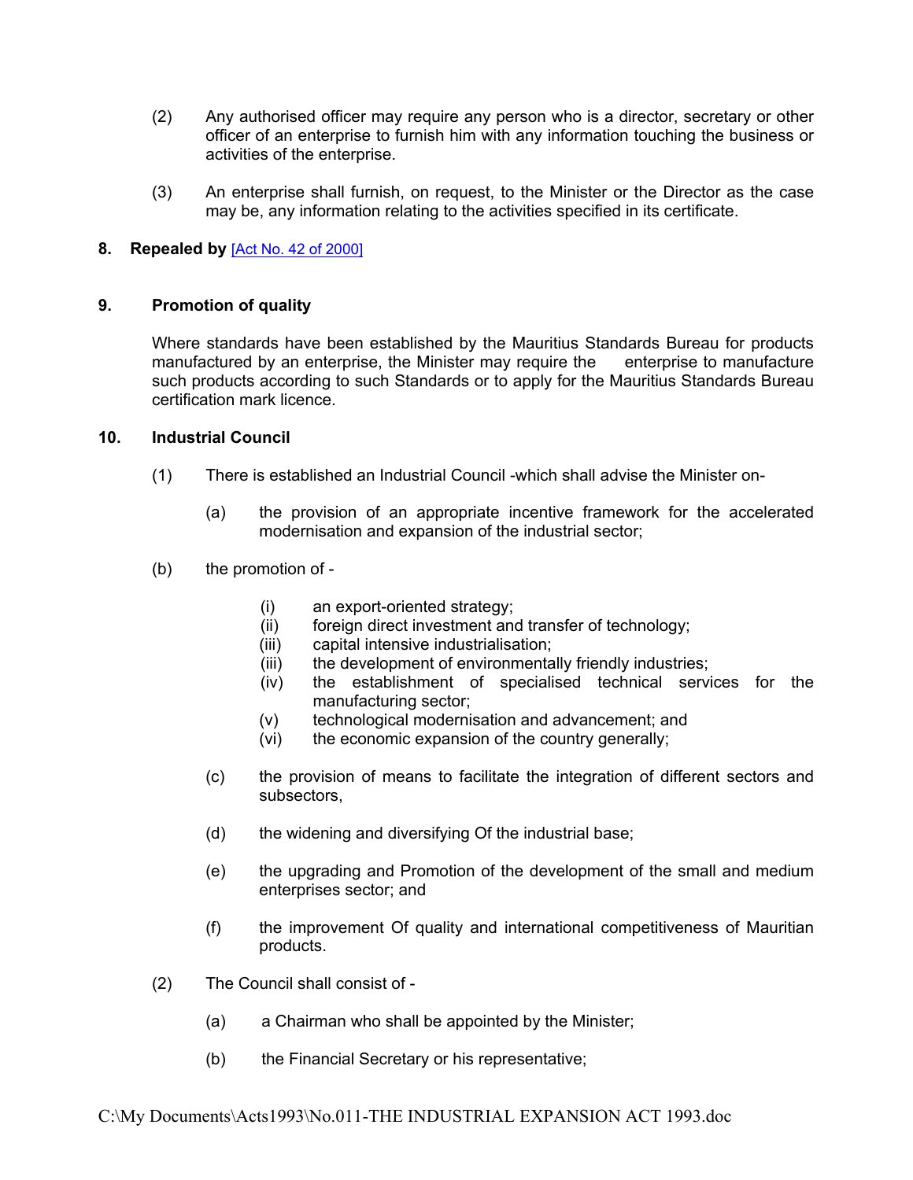(2) Any authorised officer may require any person who is a director, secretary or other officer of an enterprise to furnish him with any information touching the business or activities of the enterprise.

(3) An enterprise shall furnish, on request, to the Minister or the Director as the case may be, any information relating to the activities specified in its certificate.

**8. Repealed by** [Act No. 42 of 2000]

**9. Promotion of quality**

Where standards have been established by the Mauritius Standards Bureau for products manufactured by an enterprise, the Minister may require the enterprise to manufacture such products according to such Standards or to apply for the Mauritius Standards Bureau certification mark licence.

**10. Industrial Council**

(1) There is established an Industrial Council -which shall advise the Minister on-

(a) the provision of an appropriate incentive framework for the accelerated modernisation and expansion of the industrial sector;

(b) the promotion of -

(i) an export-oriented strategy;
(ii) foreign direct investment and transfer of technology;
(iii) capital intensive industrialisation;
(iii) the development of environmentally friendly industries;
(iv) the establishment of specialised technical services for the manufacturing sector;
(v) technological modernisation and advancement; and
(vi) the economic expansion of the country generally;

(c) the provision of means to facilitate the integration of different sectors and subsectors,

(d) the widening and diversifying Of the industrial base;

(e) the upgrading and Promotion of the development of the small and medium enterprises sector; and

(f) the improvement Of quality and international competitiveness of Mauritian products.

(2) The Council shall consist of -

(a) a Chairman who shall be appointed by the Minister;

(b) the Financial Secretary or his representative;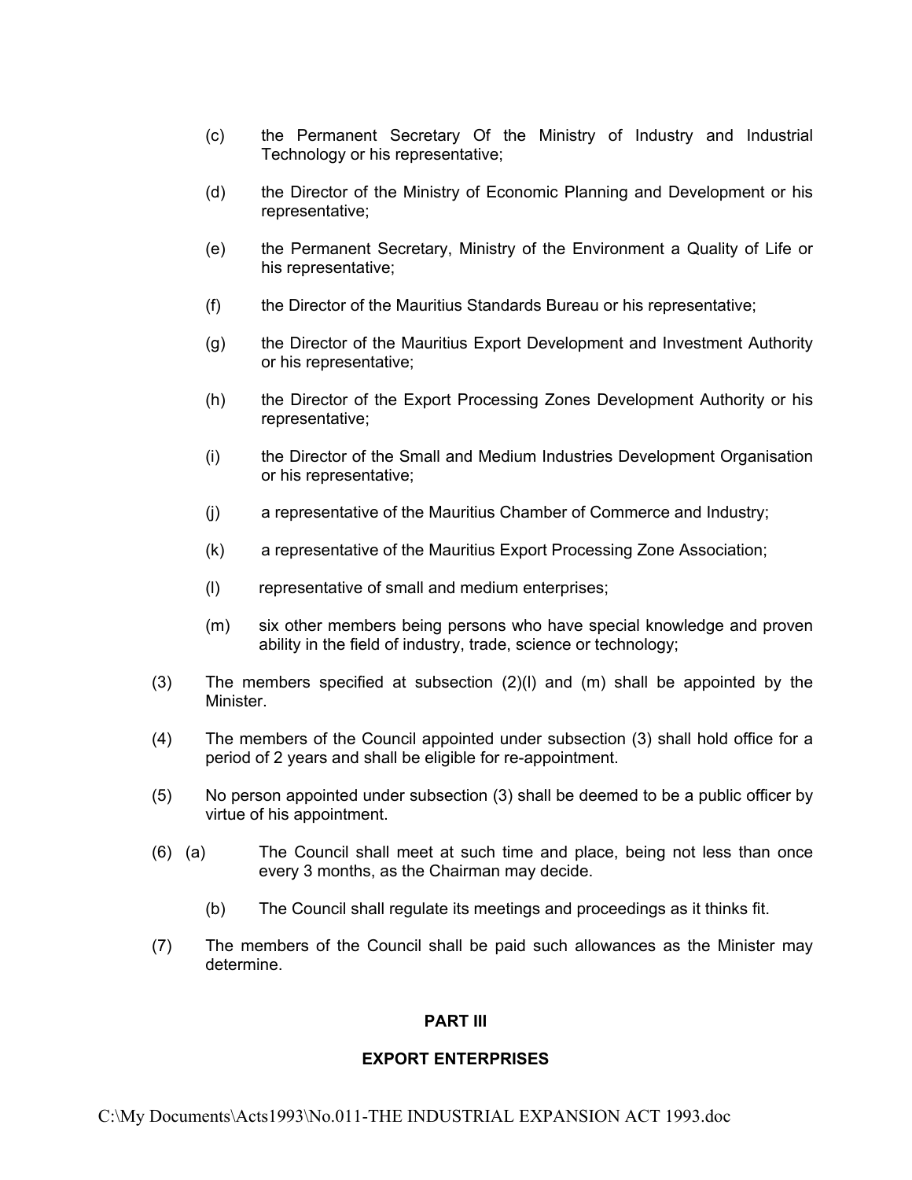(c) the Permanent Secretary Of the Ministry of Industry and Industrial Technology or his representative;

(d) the Director of the Ministry of Economic Planning and Development or his representative;

(e) the Permanent Secretary, Ministry of the Environment a Quality of Life or his representative;

(f) the Director of the Mauritius Standards Bureau or his representative;

(g) the Director of the Mauritius Export Development and Investment Authority or his representative;

(h) the Director of the Export Processing Zones Development Authority or his representative;

(i) the Director of the Small and Medium Industries Development Organisation or his representative;

(j) a representative of the Mauritius Chamber of Commerce and Industry;

(k) a representative of the Mauritius Export Processing Zone Association;

(l) representative of small and medium enterprises;

(m) six other members being persons who have special knowledge and proven ability in the field of industry, trade, science or technology;

(3) The members specified at subsection (2)(l) and (m) shall be appointed by the Minister.

(4) The members of the Council appointed under subsection (3) shall hold office for a period of 2 years and shall be eligible for re-appointment.

(5) No person appointed under subsection (3) shall be deemed to be a public officer by virtue of his appointment.

(6) (a) The Council shall meet at such time and place, being not less than once every 3 months, as the Chairman may decide.

(b) The Council shall regulate its meetings and proceedings as it thinks fit.

(7) The members of the Council shall be paid such allowances as the Minister may determine.

## PART III

## EXPORT ENTERPRISES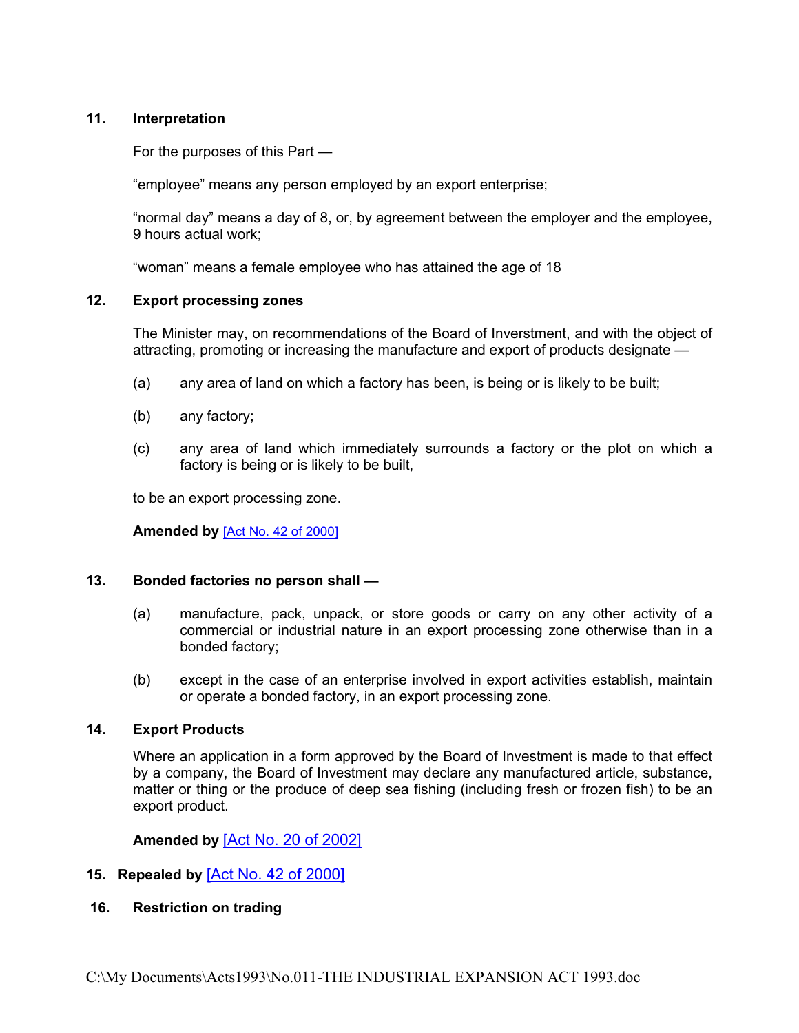### 11. Interpretation

For the purposes of this Part —

"employee" means any person employed by an export enterprise;

"normal day" means a day of 8, or, by agreement between the employer and the employee, 9 hours actual work;

"woman" means a female employee who has attained the age of 18

### 12. Export processing zones

The Minister may, on recommendations of the Board of Inverstment, and with the object of attracting, promoting or increasing the manufacture and export of products designate —

(a) any area of land on which a factory has been, is being or is likely to be built;

(b) any factory;

(c) any area of land which immediately surrounds a factory or the plot on which a factory is being or is likely to be built,

to be an export processing zone.

**Amended by** [Act No. 42 of 2000]

### 13. Bonded factories no person shall —

(a) manufacture, pack, unpack, or store goods or carry on any other activity of a commercial or industrial nature in an export processing zone otherwise than in a bonded factory;

(b) except in the case of an enterprise involved in export activities establish, maintain or operate a bonded factory, in an export processing zone.

### 14. Export Products

Where an application in a form approved by the Board of Investment is made to that effect by a company, the Board of Investment may declare any manufactured article, substance, matter or thing or the produce of deep sea fishing (including fresh or frozen fish) to be an export product.

**Amended by** [Act No. 20 of 2002]

### 15. Repealed by [Act No. 42 of 2000]

### 16. Restriction on trading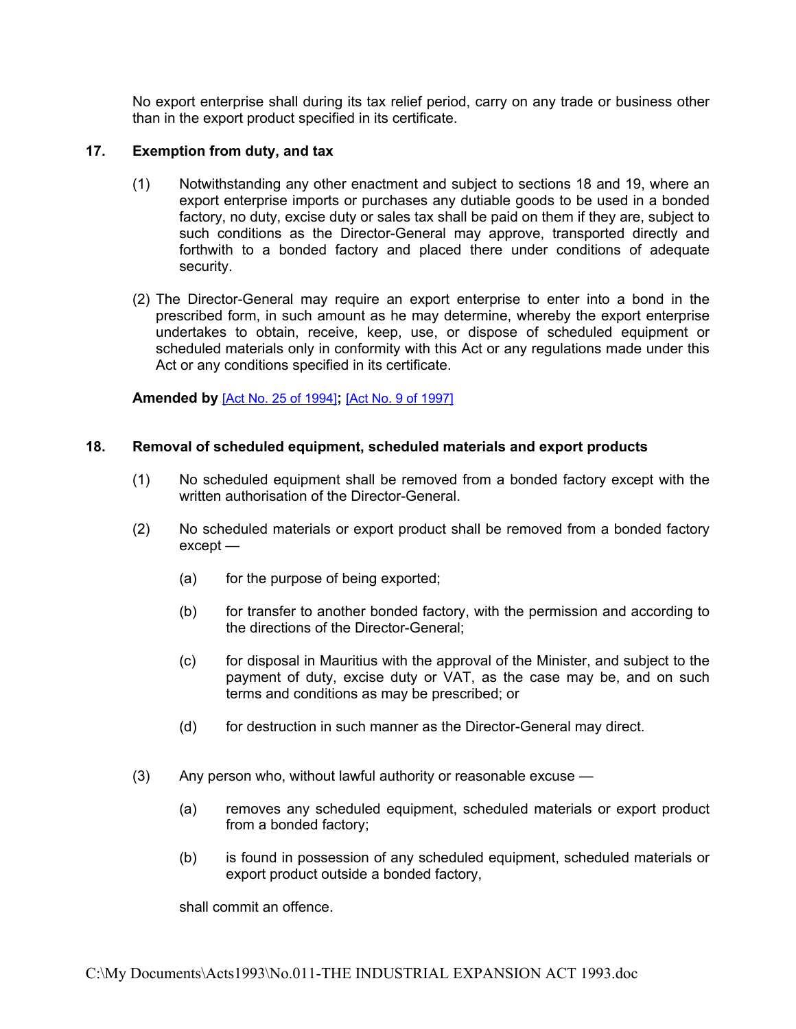No export enterprise shall during its tax relief period, carry on any trade or business other than in the export product specified in its certificate.

### 17. Exemption from duty, and tax

(1) Notwithstanding any other enactment and subject to sections 18 and 19, where an export enterprise imports or purchases any dutiable goods to be used in a bonded factory, no duty, excise duty or sales tax shall be paid on them if they are, subject to such conditions as the Director-General may approve, transported directly and forthwith to a bonded factory and placed there under conditions of adequate security.

(2) The Director-General may require an export enterprise to enter into a bond in the prescribed form, in such amount as he may determine, whereby the export enterprise undertakes to obtain, receive, keep, use, or dispose of scheduled equipment or scheduled materials only in conformity with this Act or any regulations made under this Act or any conditions specified in its certificate.

**Amended by** [Act No. 25 of 1994]**;** [Act No. 9 of 1997]

### 18. Removal of scheduled equipment, scheduled materials and export products

(1) No scheduled equipment shall be removed from a bonded factory except with the written authorisation of the Director-General.

(2) No scheduled materials or export product shall be removed from a bonded factory except —

(a) for the purpose of being exported;

(b) for transfer to another bonded factory, with the permission and according to the directions of the Director-General;

(c) for disposal in Mauritius with the approval of the Minister, and subject to the payment of duty, excise duty or VAT, as the case may be, and on such terms and conditions as may be prescribed; or

(d) for destruction in such manner as the Director-General may direct.

(3) Any person who, without lawful authority or reasonable excuse —

(a) removes any scheduled equipment, scheduled materials or export product from a bonded factory;

(b) is found in possession of any scheduled equipment, scheduled materials or export product outside a bonded factory,

shall commit an offence.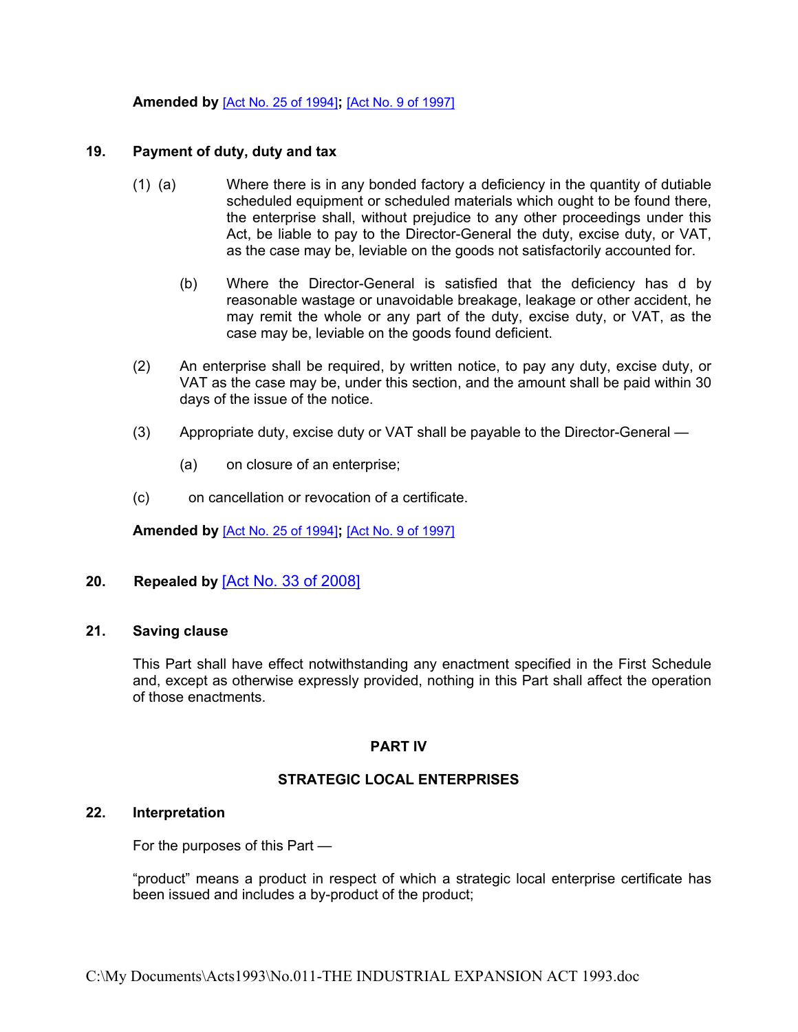**Amended by** [Act No. 25 of 1994]**;** [Act No. 9 of 1997]

**19. Payment of duty, duty and tax**

(1) (a) Where there is in any bonded factory a deficiency in the quantity of dutiable scheduled equipment or scheduled materials which ought to be found there, the enterprise shall, without prejudice to any other proceedings under this Act, be liable to pay to the Director-General the duty, excise duty, or VAT, as the case may be, leviable on the goods not satisfactorily accounted for.

(b) Where the Director-General is satisfied that the deficiency has d by reasonable wastage or unavoidable breakage, leakage or other accident, he may remit the whole or any part of the duty, excise duty, or VAT, as the case may be, leviable on the goods found deficient.

(2) An enterprise shall be required, by written notice, to pay any duty, excise duty, or VAT as the case may be, under this section, and the amount shall be paid within 30 days of the issue of the notice.

(3) Appropriate duty, excise duty or VAT shall be payable to the Director-General —

(a) on closure of an enterprise;

(c) on cancellation or revocation of a certificate.

**Amended by** [Act No. 25 of 1994]**;** [Act No. 9 of 1997]

**20. Repealed by** [Act No. 33 of 2008]

**21. Saving clause**

This Part shall have effect notwithstanding any enactment specified in the First Schedule and, except as otherwise expressly provided, nothing in this Part shall affect the operation of those enactments.

## PART IV

## STRATEGIC LOCAL ENTERPRISES

**22. Interpretation**

For the purposes of this Part —

"product" means a product in respect of which a strategic local enterprise certificate has been issued and includes a by-product of the product;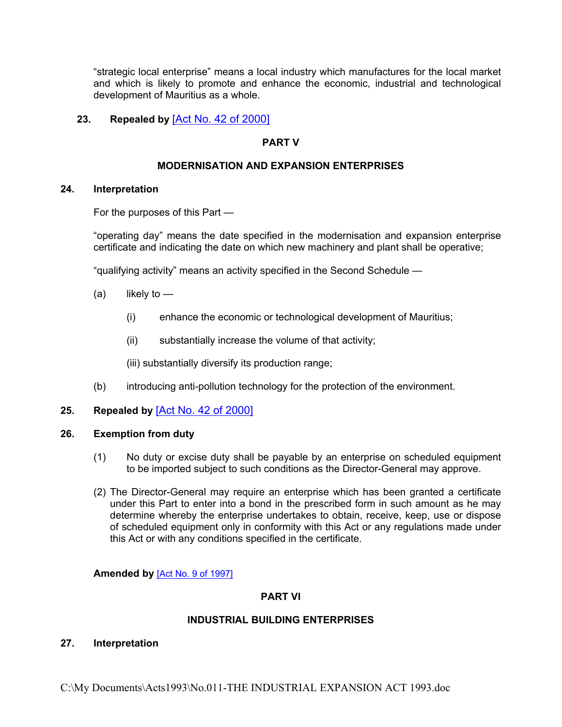"strategic local enterprise" means a local industry which manufactures for the local market and which is likely to promote and enhance the economic, industrial and technological development of Mauritius as a whole.

**23. Repealed by** [Act No. 42 of 2000]

## PART V

## MODERNISATION AND EXPANSION ENTERPRISES

### 24. Interpretation

For the purposes of this Part —

"operating day" means the date specified in the modernisation and expansion enterprise certificate and indicating the date on which new machinery and plant shall be operative;

"qualifying activity" means an activity specified in the Second Schedule —

(a) likely to —

(i) enhance the economic or technological development of Mauritius;

(ii) substantially increase the volume of that activity;

(iii) substantially diversify its production range;

(b) introducing anti-pollution technology for the protection of the environment.

**25. Repealed by** [Act No. 42 of 2000]

### 26. Exemption from duty

(1) No duty or excise duty shall be payable by an enterprise on scheduled equipment to be imported subject to such conditions as the Director-General may approve.

(2) The Director-General may require an enterprise which has been granted a certificate under this Part to enter into a bond in the prescribed form in such amount as he may determine whereby the enterprise undertakes to obtain, receive, keep, use or dispose of scheduled equipment only in conformity with this Act or any regulations made under this Act or with any conditions specified in the certificate.

**Amended by** [Act No. 9 of 1997]

## PART VI

## INDUSTRIAL BUILDING ENTERPRISES

### 27. Interpretation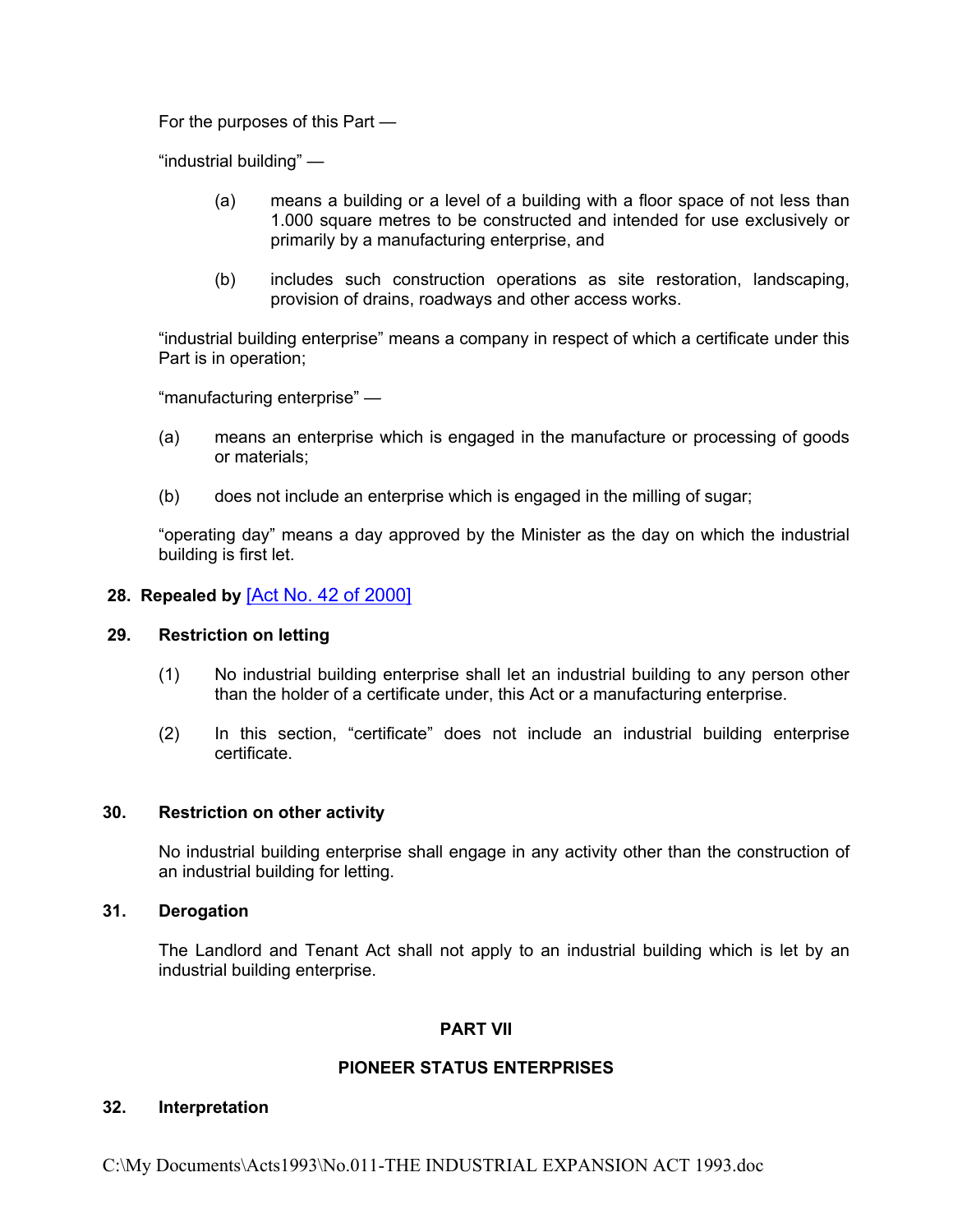For the purposes of this Part —

"industrial building" —

(a) means a building or a level of a building with a floor space of not less than 1.000 square metres to be constructed and intended for use exclusively or primarily by a manufacturing enterprise, and

(b) includes such construction operations as site restoration, landscaping, provision of drains, roadways and other access works.

"industrial building enterprise" means a company in respect of which a certificate under this Part is in operation;

"manufacturing enterprise" —

(a) means an enterprise which is engaged in the manufacture or processing of goods or materials;

(b) does not include an enterprise which is engaged in the milling of sugar;

"operating day" means a day approved by the Minister as the day on which the industrial building is first let.

**28. Repealed by** [Act No. 42 of 2000]

**29. Restriction on letting**

(1) No industrial building enterprise shall let an industrial building to any person other than the holder of a certificate under, this Act or a manufacturing enterprise.

(2) In this section, "certificate" does not include an industrial building enterprise certificate.

**30. Restriction on other activity**

No industrial building enterprise shall engage in any activity other than the construction of an industrial building for letting.

**31. Derogation**

The Landlord and Tenant Act shall not apply to an industrial building which is let by an industrial building enterprise.

## PART VII

## PIONEER STATUS ENTERPRISES

**32. Interpretation**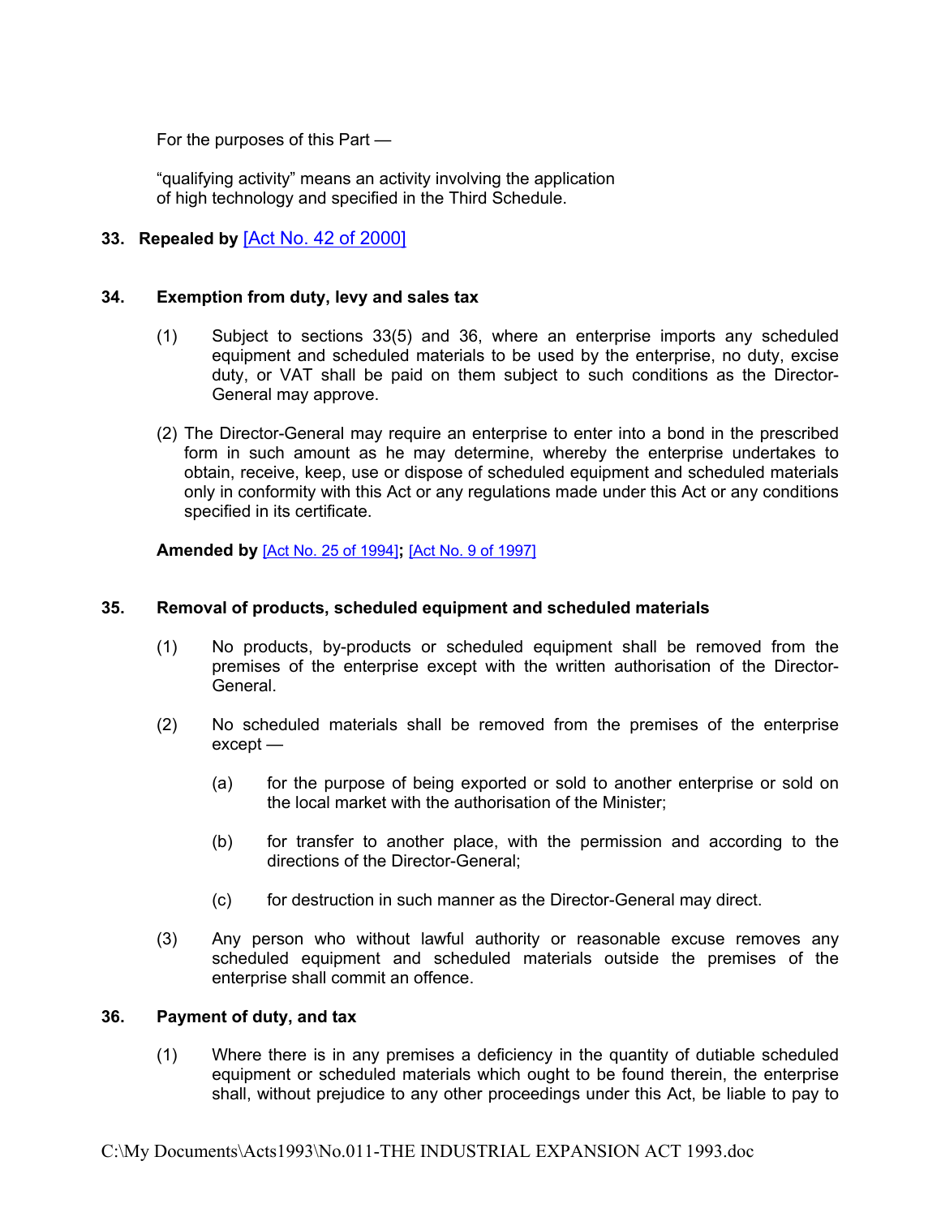For the purposes of this Part —

"qualifying activity" means an activity involving the application of high technology and specified in the Third Schedule.

**33. Repealed by** [Act No. 42 of 2000]

**34. Exemption from duty, levy and sales tax**

(1) Subject to sections 33(5) and 36, where an enterprise imports any scheduled equipment and scheduled materials to be used by the enterprise, no duty, excise duty, or VAT shall be paid on them subject to such conditions as the Director-General may approve.

(2) The Director-General may require an enterprise to enter into a bond in the prescribed form in such amount as he may determine, whereby the enterprise undertakes to obtain, receive, keep, use or dispose of scheduled equipment and scheduled materials only in conformity with this Act or any regulations made under this Act or any conditions specified in its certificate.

**Amended by** [Act No. 25 of 1994]**;** [Act No. 9 of 1997]

**35. Removal of products, scheduled equipment and scheduled materials**

(1) No products, by-products or scheduled equipment shall be removed from the premises of the enterprise except with the written authorisation of the Director-General.

(2) No scheduled materials shall be removed from the premises of the enterprise except —

(a) for the purpose of being exported or sold to another enterprise or sold on the local market with the authorisation of the Minister;

(b) for transfer to another place, with the permission and according to the directions of the Director-General;

(c) for destruction in such manner as the Director-General may direct.

(3) Any person who without lawful authority or reasonable excuse removes any scheduled equipment and scheduled materials outside the premises of the enterprise shall commit an offence.

**36. Payment of duty, and tax**

(1) Where there is in any premises a deficiency in the quantity of dutiable scheduled equipment or scheduled materials which ought to be found therein, the enterprise shall, without prejudice to any other proceedings under this Act, be liable to pay to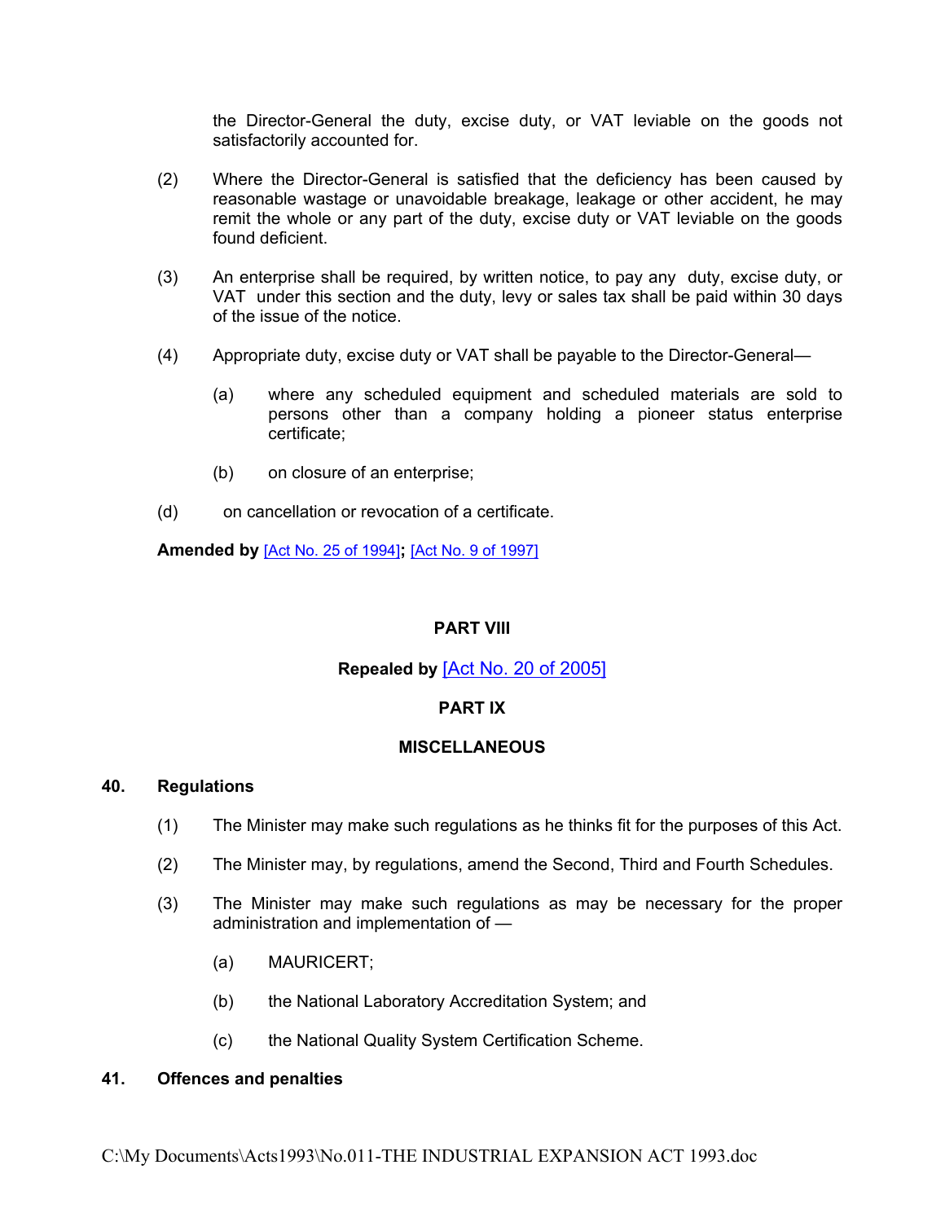the Director-General the duty, excise duty, or VAT leviable on the goods not satisfactorily accounted for.

(2) Where the Director-General is satisfied that the deficiency has been caused by reasonable wastage or unavoidable breakage, leakage or other accident, he may remit the whole or any part of the duty, excise duty or VAT leviable on the goods found deficient.

(3) An enterprise shall be required, by written notice, to pay any duty, excise duty, or VAT under this section and the duty, levy or sales tax shall be paid within 30 days of the issue of the notice.

(4) Appropriate duty, excise duty or VAT shall be payable to the Director-General—

(a) where any scheduled equipment and scheduled materials are sold to persons other than a company holding a pioneer status enterprise certificate;

(b) on closure of an enterprise;

(d) on cancellation or revocation of a certificate.

**Amended by** [Act No. 25 of 1994]**;** [Act No. 9 of 1997]

**PART VIII**

**Repealed by** [Act No. 20 of 2005]

**PART IX**

**MISCELLANEOUS**

### 40. Regulations

(1) The Minister may make such regulations as he thinks fit for the purposes of this Act.

(2) The Minister may, by regulations, amend the Second, Third and Fourth Schedules.

(3) The Minister may make such regulations as may be necessary for the proper administration and implementation of —

(a) MAURICERT;

(b) the National Laboratory Accreditation System; and

(c) the National Quality System Certification Scheme.

### 41. Offences and penalties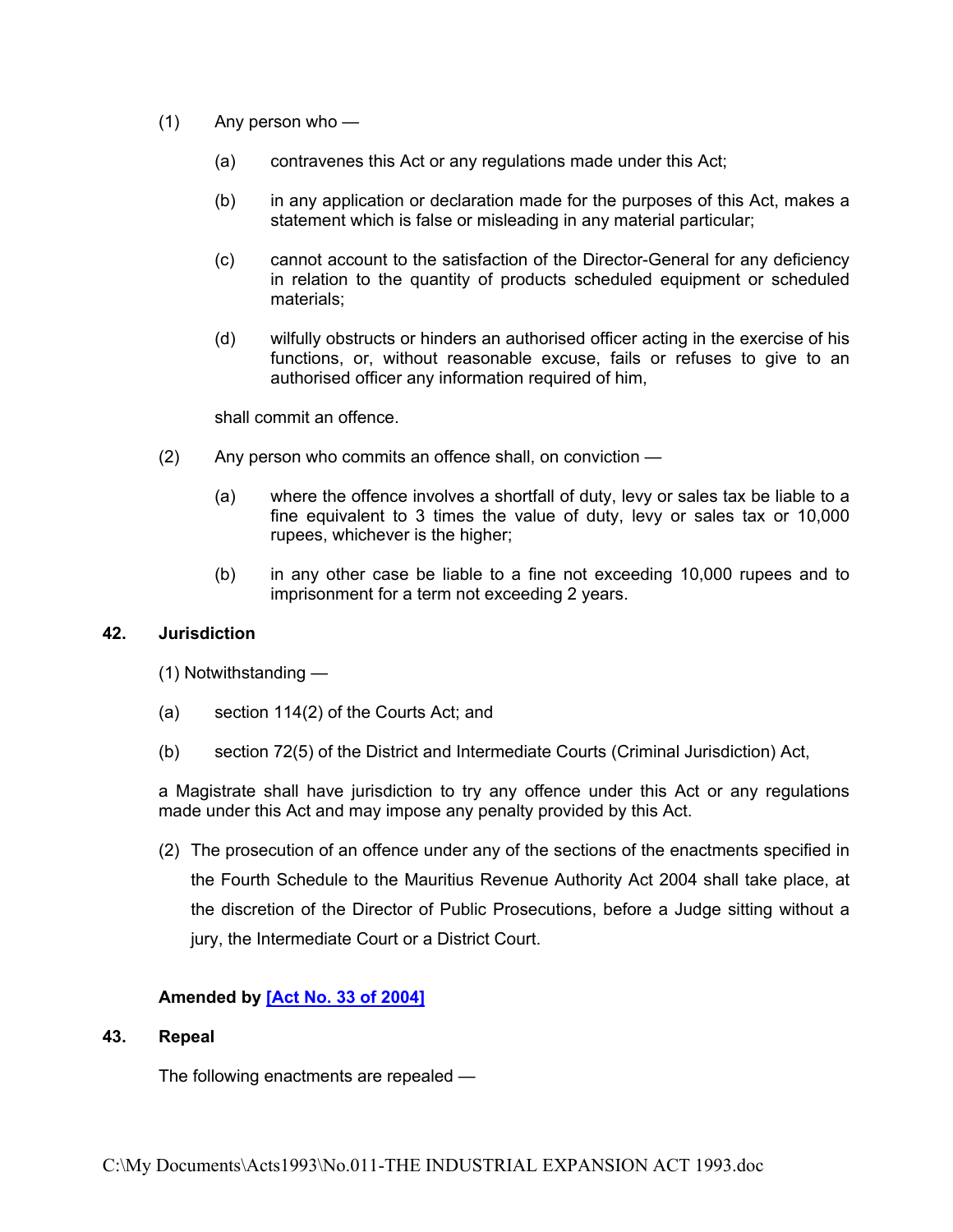(1) Any person who —

(a) contravenes this Act or any regulations made under this Act;

(b) in any application or declaration made for the purposes of this Act, makes a statement which is false or misleading in any material particular;

(c) cannot account to the satisfaction of the Director-General for any deficiency in relation to the quantity of products scheduled equipment or scheduled materials;

(d) wilfully obstructs or hinders an authorised officer acting in the exercise of his functions, or, without reasonable excuse, fails or refuses to give to an authorised officer any information required of him,

shall commit an offence.

(2) Any person who commits an offence shall, on conviction —

(a) where the offence involves a shortfall of duty, levy or sales tax be liable to a fine equivalent to 3 times the value of duty, levy or sales tax or 10,000 rupees, whichever is the higher;

(b) in any other case be liable to a fine not exceeding 10,000 rupees and to imprisonment for a term not exceeding 2 years.

## 42. Jurisdiction

(1) Notwithstanding —

(a) section 114(2) of the Courts Act; and

(b) section 72(5) of the District and Intermediate Courts (Criminal Jurisdiction) Act,

a Magistrate shall have jurisdiction to try any offence under this Act or any regulations made under this Act and may impose any penalty provided by this Act.

(2) The prosecution of an offence under any of the sections of the enactments specified in the Fourth Schedule to the Mauritius Revenue Authority Act 2004 shall take place, at the discretion of the Director of Public Prosecutions, before a Judge sitting without a jury, the Intermediate Court or a District Court.

**Amended by [Act No. 33 of 2004]**

## 43. Repeal

The following enactments are repealed —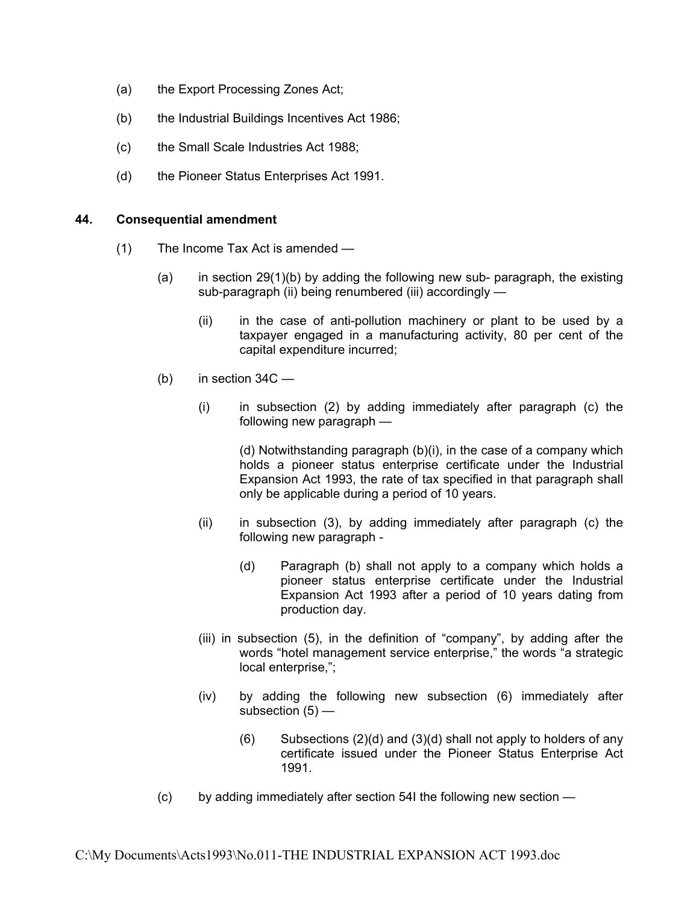(a) the Export Processing Zones Act;

(b) the Industrial Buildings Incentives Act 1986;

(c) the Small Scale Industries Act 1988;

(d) the Pioneer Status Enterprises Act 1991.

**44. Consequential amendment**

(1) The Income Tax Act is amended —

(a) in section 29(1)(b) by adding the following new sub- paragraph, the existing sub-paragraph (ii) being renumbered (iii) accordingly —

(ii) in the case of anti-pollution machinery or plant to be used by a taxpayer engaged in a manufacturing activity, 80 per cent of the capital expenditure incurred;

(b) in section 34C —

(i) in subsection (2) by adding immediately after paragraph (c) the following new paragraph —

(d) Notwithstanding paragraph (b)(i), in the case of a company which holds a pioneer status enterprise certificate under the Industrial Expansion Act 1993, the rate of tax specified in that paragraph shall only be applicable during a period of 10 years.

(ii) in subsection (3), by adding immediately after paragraph (c) the following new paragraph -

(d) Paragraph (b) shall not apply to a company which holds a pioneer status enterprise certificate under the Industrial Expansion Act 1993 after a period of 10 years dating from production day.

(iii) in subsection (5), in the definition of "company", by adding after the words "hotel management service enterprise," the words "a strategic local enterprise,";

(iv) by adding the following new subsection (6) immediately after subsection (5) —

(6) Subsections (2)(d) and (3)(d) shall not apply to holders of any certificate issued under the Pioneer Status Enterprise Act 1991.

(c) by adding immediately after section 54I the following new section —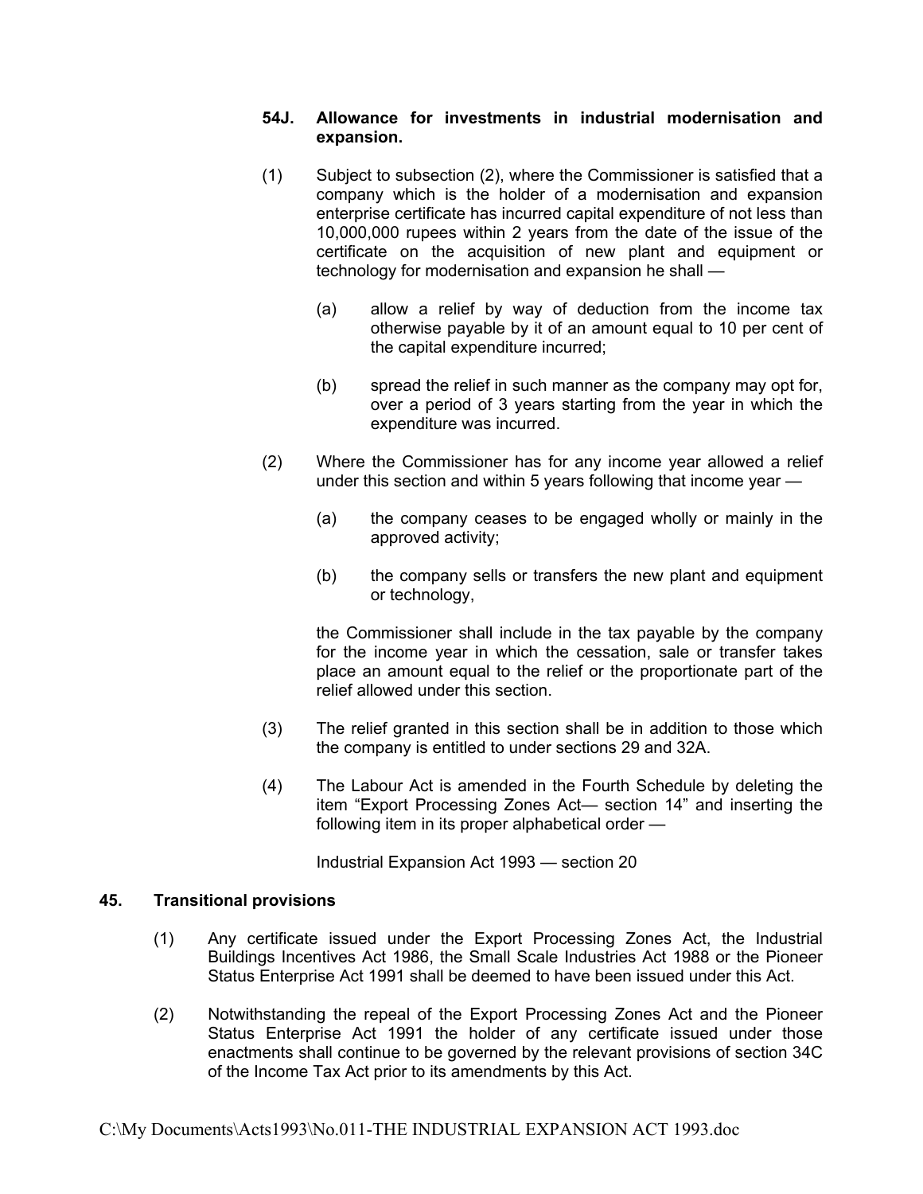**54J. Allowance for investments in industrial modernisation and expansion.**

(1) Subject to subsection (2), where the Commissioner is satisfied that a company which is the holder of a modernisation and expansion enterprise certificate has incurred capital expenditure of not less than 10,000,000 rupees within 2 years from the date of the issue of the certificate on the acquisition of new plant and equipment or technology for modernisation and expansion he shall —

(a) allow a relief by way of deduction from the income tax otherwise payable by it of an amount equal to 10 per cent of the capital expenditure incurred;

(b) spread the relief in such manner as the company may opt for, over a period of 3 years starting from the year in which the expenditure was incurred.

(2) Where the Commissioner has for any income year allowed a relief under this section and within 5 years following that income year —

(a) the company ceases to be engaged wholly or mainly in the approved activity;

(b) the company sells or transfers the new plant and equipment or technology,

the Commissioner shall include in the tax payable by the company for the income year in which the cessation, sale or transfer takes place an amount equal to the relief or the proportionate part of the relief allowed under this section.

(3) The relief granted in this section shall be in addition to those which the company is entitled to under sections 29 and 32A.

(4) The Labour Act is amended in the Fourth Schedule by deleting the item "Export Processing Zones Act— section 14" and inserting the following item in its proper alphabetical order —

Industrial Expansion Act 1993 — section 20

## 45. Transitional provisions

(1) Any certificate issued under the Export Processing Zones Act, the Industrial Buildings Incentives Act 1986, the Small Scale Industries Act 1988 or the Pioneer Status Enterprise Act 1991 shall be deemed to have been issued under this Act.

(2) Notwithstanding the repeal of the Export Processing Zones Act and the Pioneer Status Enterprise Act 1991 the holder of any certificate issued under those enactments shall continue to be governed by the relevant provisions of section 34C of the Income Tax Act prior to its amendments by this Act.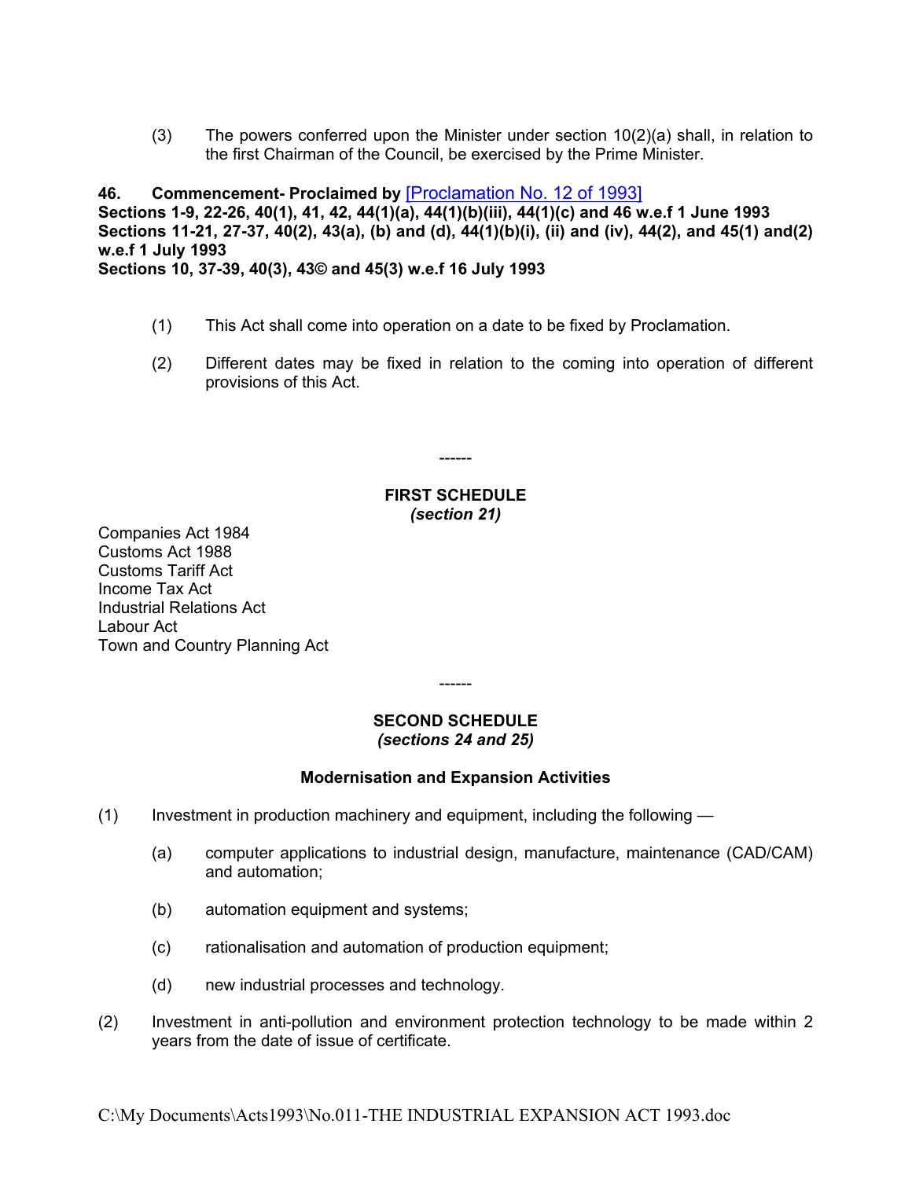(3) The powers conferred upon the Minister under section 10(2)(a) shall, in relation to the first Chairman of the Council, be exercised by the Prime Minister.

**46. Commencement- Proclaimed by** [Proclamation No. 12 of 1993]
**Sections 1-9, 22-26, 40(1), 41, 42, 44(1)(a), 44(1)(b)(iii), 44(1)(c) and 46 w.e.f 1 June 1993**
**Sections 11-21, 27-37, 40(2), 43(a), (b) and (d), 44(1)(b)(i), (ii) and (iv), 44(2), and 45(1) and(2) w.e.f 1 July 1993**
**Sections 10, 37-39, 40(3), 43© and 45(3) w.e.f 16 July 1993**

(1) This Act shall come into operation on a date to be fixed by Proclamation.

(2) Different dates may be fixed in relation to the coming into operation of different provisions of this Act.

------

## FIRST SCHEDULE
***(section 21)***

Companies Act 1984
Customs Act 1988
Customs Tariff Act
Income Tax Act
Industrial Relations Act
Labour Act
Town and Country Planning Act

------

## SECOND SCHEDULE
***(sections 24 and 25)***

### Modernisation and Expansion Activities

(1) Investment in production machinery and equipment, including the following —

(a) computer applications to industrial design, manufacture, maintenance (CAD/CAM) and automation;

(b) automation equipment and systems;

(c) rationalisation and automation of production equipment;

(d) new industrial processes and technology.

(2) Investment in anti-pollution and environment protection technology to be made within 2 years from the date of issue of certificate.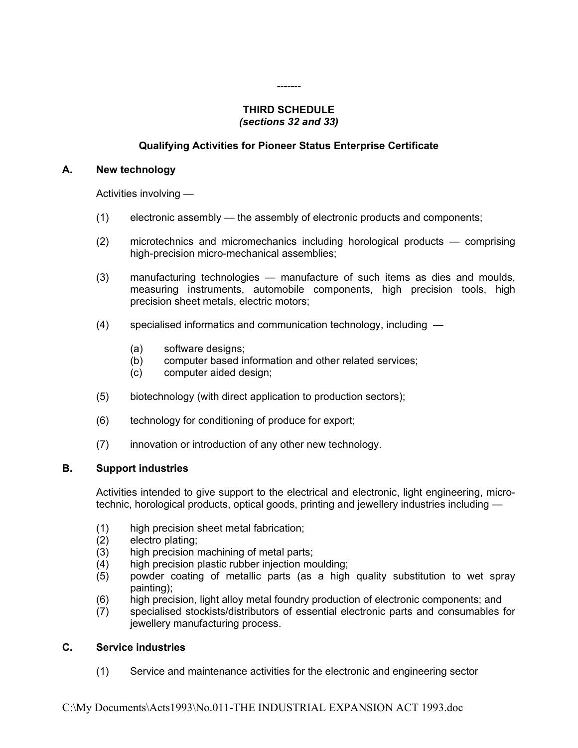-------

## THIRD SCHEDULE
*(sections 32 and 33)*

### Qualifying Activities for Pioneer Status Enterprise Certificate

**A. New technology**

Activities involving —

(1) electronic assembly — the assembly of electronic products and components;

(2) microtechnics and micromechanics including horological products — comprising high-precision micro-mechanical assemblies;

(3) manufacturing technologies — manufacture of such items as dies and moulds, measuring instruments, automobile components, high precision tools, high precision sheet metals, electric motors;

(4) specialised informatics and communication technology, including —

(a) software designs;
(b) computer based information and other related services;
(c) computer aided design;

(5) biotechnology (with direct application to production sectors);

(6) technology for conditioning of produce for export;

(7) innovation or introduction of any other new technology.

**B. Support industries**

Activities intended to give support to the electrical and electronic, light engineering, micro-technic, horological products, optical goods, printing and jewellery industries including —

(1) high precision sheet metal fabrication;
(2) electro plating;
(3) high precision machining of metal parts;
(4) high precision plastic rubber injection moulding;
(5) powder coating of metallic parts (as a high quality substitution to wet spray painting);
(6) high precision, light alloy metal foundry production of electronic components; and
(7) specialised stockists/distributors of essential electronic parts and consumables for jewellery manufacturing process.

**C. Service industries**

(1) Service and maintenance activities for the electronic and engineering sector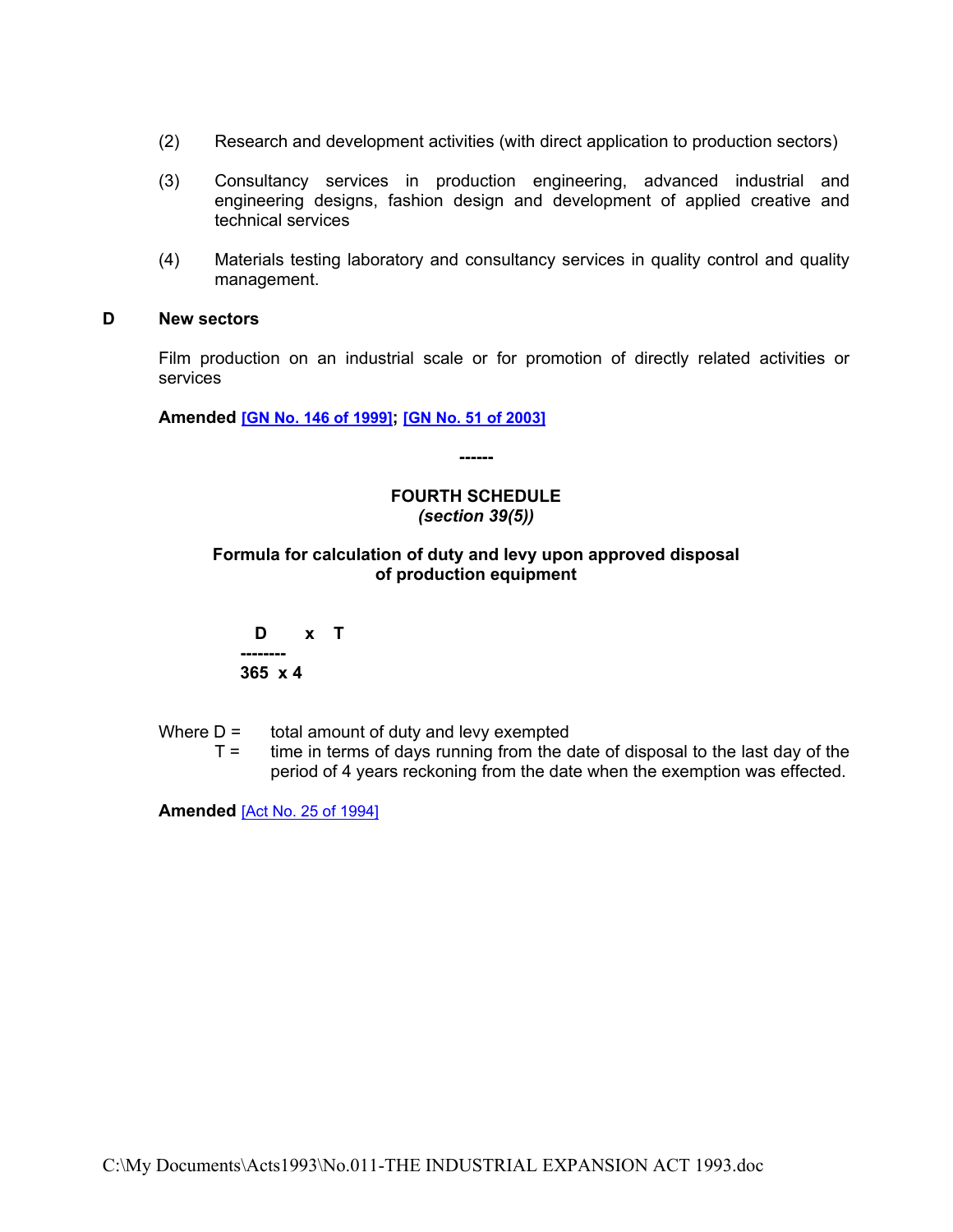(2) Research and development activities (with direct application to production sectors)

(3) Consultancy services in production engineering, advanced industrial and engineering designs, fashion design and development of applied creative and technical services

(4) Materials testing laboratory and consultancy services in quality control and quality management.

**D New sectors**

Film production on an industrial scale or for promotion of directly related activities or services

**Amended** [GN No. 146 of 1999]; [GN No. 51 of 2003]

------

**FOURTH SCHEDULE**
***(section 39(5))***

**Formula for calculation of duty and levy upon approved disposal of production equipment**

$$\frac{D}{365 \times 4} \times T$$

Where D = total amount of duty and levy exempted

T = time in terms of days running from the date of disposal to the last day of the period of 4 years reckoning from the date when the exemption was effected.

**Amended** [Act No. 25 of 1994]